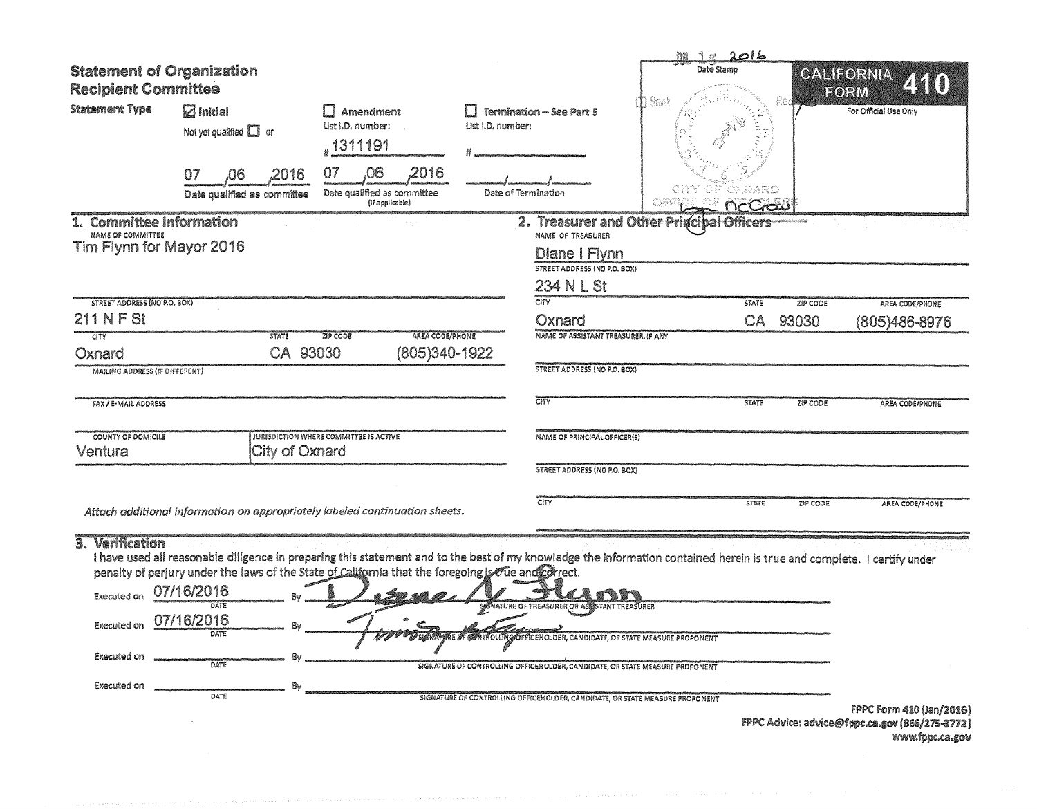# Statement of Organization Recipient Committee

**CALIFORNIA FORM 410**

For Official Use Only

Date Stamp: JUL 18 2016 — CITY OF OXNARD OFFICE OF CITY CLERK

**Statement Type**

- [x] Initial — Not yet qualified [ ] or 07/06/2016 — Date qualified as committee
- [ ] Amendment — List I.D. number: #1311191 — 07/06/2016 — Date qualified as committee (if applicable)
- [ ] Termination – See Part 5 — List I.D. number: # ____ — Date of Termination: __/__/__

## 1. Committee Information

**NAME OF COMMITTEE**
Tim Flynn for Mayor 2016

| STREET ADDRESS (NO P.O. BOX) | | | |
|---|---|---|---|
| 211 N F St | | | |
| **CITY** | **STATE** | **ZIP CODE** | **AREA CODE/PHONE** |
| Oxnard | CA | 93030 | (805)340-1922 |

**MAILING ADDRESS (IF DIFFERENT)**

**FAX / E-MAIL ADDRESS**

| COUNTY OF DOMICILE | JURISDICTION WHERE COMMITTEE IS ACTIVE |
|---|---|
| Ventura | City of Oxnard |

*Attach additional information on appropriately labeled continuation sheets.*

## 2. Treasurer and Other Principal Officers

**NAME OF TREASURER**
Diane I Flynn

| STREET ADDRESS (NO P.O. BOX) | | | |
|---|---|---|---|
| 234 N L St | | | |
| **CITY** | **STATE** | **ZIP CODE** | **AREA CODE/PHONE** |
| Oxnard | CA | 93030 | (805)486-8976 |

**NAME OF ASSISTANT TREASURER, IF ANY**

**STREET ADDRESS (NO P.O. BOX)**

| CITY | STATE | ZIP CODE | AREA CODE/PHONE |
|---|---|---|---|
| | | | |

**NAME OF PRINCIPAL OFFICER(S)**

**STREET ADDRESS (NO P.O. BOX)**

| CITY | STATE | ZIP CODE | AREA CODE/PHONE |
|---|---|---|---|
| | | | |

## 3. Verification

I have used all reasonable diligence in preparing this statement and to the best of my knowledge the information contained herein is true and complete. I certify under penalty of perjury under the laws of the State of California that the foregoing is true and correct.

Executed on 07/16/2016 (DATE) By [signature] — SIGNATURE OF TREASURER OR ASSISTANT TREASURER

Executed on 07/16/2016 (DATE) By [signature] — SIGNATURE OF CONTROLLING OFFICEHOLDER, CANDIDATE, OR STATE MEASURE PROPONENT

Executed on ______ (DATE) By ______ — SIGNATURE OF CONTROLLING OFFICEHOLDER, CANDIDATE, OR STATE MEASURE PROPONENT

Executed on ______ (DATE) By ______ — SIGNATURE OF CONTROLLING OFFICEHOLDER, CANDIDATE, OR STATE MEASURE PROPONENT

FPPC Form 410 (Jan/2016)
FPPC Advice: advice@fppc.ca.gov (866/275-3772)
www.fppc.ca.gov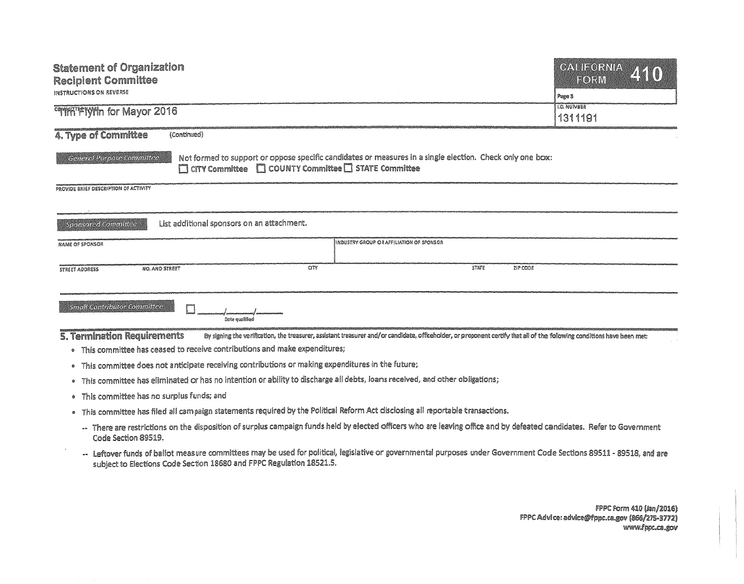# Statement of Organization
## Recipient Committee

INSTRUCTIONS ON REVERSE

**CALIFORNIA FORM 410**

Page 3

COMMITTEE NAME: Tim Flynn for Mayor 2016

I.D. NUMBER: 1311191

## 4. Type of Committee (Continued)

**General Purpose Committee** Not formed to support or oppose specific candidates or measures in a single election. Check only one box:

☐ CITY Committee ☐ COUNTY Committee ☐ STATE Committee

PROVIDE BRIEF DESCRIPTION OF ACTIVITY

**Sponsored Committee** List additional sponsors on an attachment.

| NAME OF SPONSOR | INDUSTRY GROUP OR AFFILIATION OF SPONSOR |
|---|---|
| | |

| STREET ADDRESS NO. AND STREET | CITY | STATE | ZIP CODE |
|---|---|---|---|
| | | | |

**Small Contributor Committee** ☐ ____/____/____ Date qualified

## 5. Termination Requirements

By signing the verification, the treasurer, assistant treasurer and/or candidate, officeholder, or proponent certify that all of the following conditions have been met:

- This committee has ceased to receive contributions and make expenditures;
- This committee does not anticipate receiving contributions or making expenditures in the future;
- This committee has eliminated or has no intention or ability to discharge all debts, loans received, and other obligations;
- This committee has no surplus funds; and
- This committee has filed all campaign statements required by the Political Reform Act disclosing all reportable transactions.
  - -- There are restrictions on the disposition of surplus campaign funds held by elected officers who are leaving office and by defeated candidates. Refer to Government Code Section 89519.
  - -- Leftover funds of ballot measure committees may be used for political, legislative or governmental purposes under Government Code Sections 89511 - 89518, and are subject to Elections Code Section 18680 and FPPC Regulation 18521.5.

FPPC Form 410 (Jan/2016)
FPPC Advice: advice@fppc.ca.gov (866/275-3772)
www.fppc.ca.gov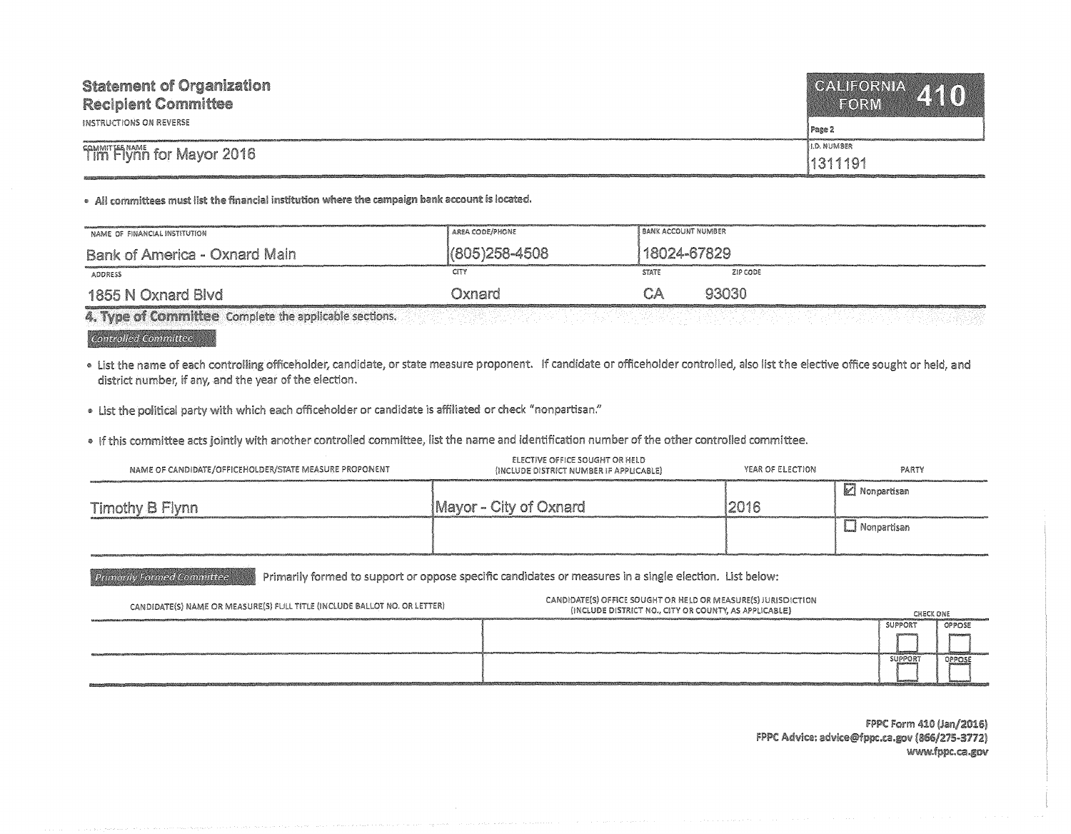# Statement of Organization
## Recipient Committee

INSTRUCTIONS ON REVERSE

**CALIFORNIA FORM 410**

Page 2

| COMMITTEE NAME | I.D. NUMBER |
|---|---|
| Tim Flynn for Mayor 2016 | 1311191 |

- All committees must list the financial institution where the campaign bank account is located.

| NAME OF FINANCIAL INSTITUTION | AREA CODE/PHONE | BANK ACCOUNT NUMBER | |
|---|---|---|---|
| Bank of America - Oxnard Main | (805)258-4508 | 18024-67829 | |
| **ADDRESS** | **CITY** | **STATE** | **ZIP CODE** |
| 1855 N Oxnard Blvd | Oxnard | CA | 93030 |

## 4. Type of Committee

Complete the applicable sections.

### Controlled Committee

- List the name of each controlling officeholder, candidate, or state measure proponent. If candidate or officeholder controlled, also list the elective office sought or held, and district number, if any, and the year of the election.
- List the political party with which each officeholder or candidate is affiliated or check "nonpartisan."
- If this committee acts jointly with another controlled committee, list the name and identification number of the other controlled committee.

| NAME OF CANDIDATE/OFFICEHOLDER/STATE MEASURE PROPONENT | ELECTIVE OFFICE SOUGHT OR HELD (INCLUDE DISTRICT NUMBER IF APPLICABLE) | YEAR OF ELECTION | PARTY |
|---|---|---|---|
| Timothy B Flynn | Mayor - City of Oxnard | 2016 | ☑ Nonpartisan |
| | | | ☐ Nonpartisan |

### Primarily Formed Committee

Primarily formed to support or oppose specific candidates or measures in a single election. List below:

| CANDIDATE(S) NAME OR MEASURE(S) FULL TITLE (INCLUDE BALLOT NO. OR LETTER) | CANDIDATE(S) OFFICE SOUGHT OR HELD OR MEASURE(S) JURISDICTION (INCLUDE DISTRICT NO., CITY OR COUNTY, AS APPLICABLE) | CHECK ONE: SUPPORT | CHECK ONE: OPPOSE |
|---|---|---|---|
| | | ☐ | ☐ |
| | | ☐ | ☐ |

FPPC Form 410 (Jan/2016)
FPPC Advice: advice@fppc.ca.gov (866/275-3772)
www.fppc.ca.gov